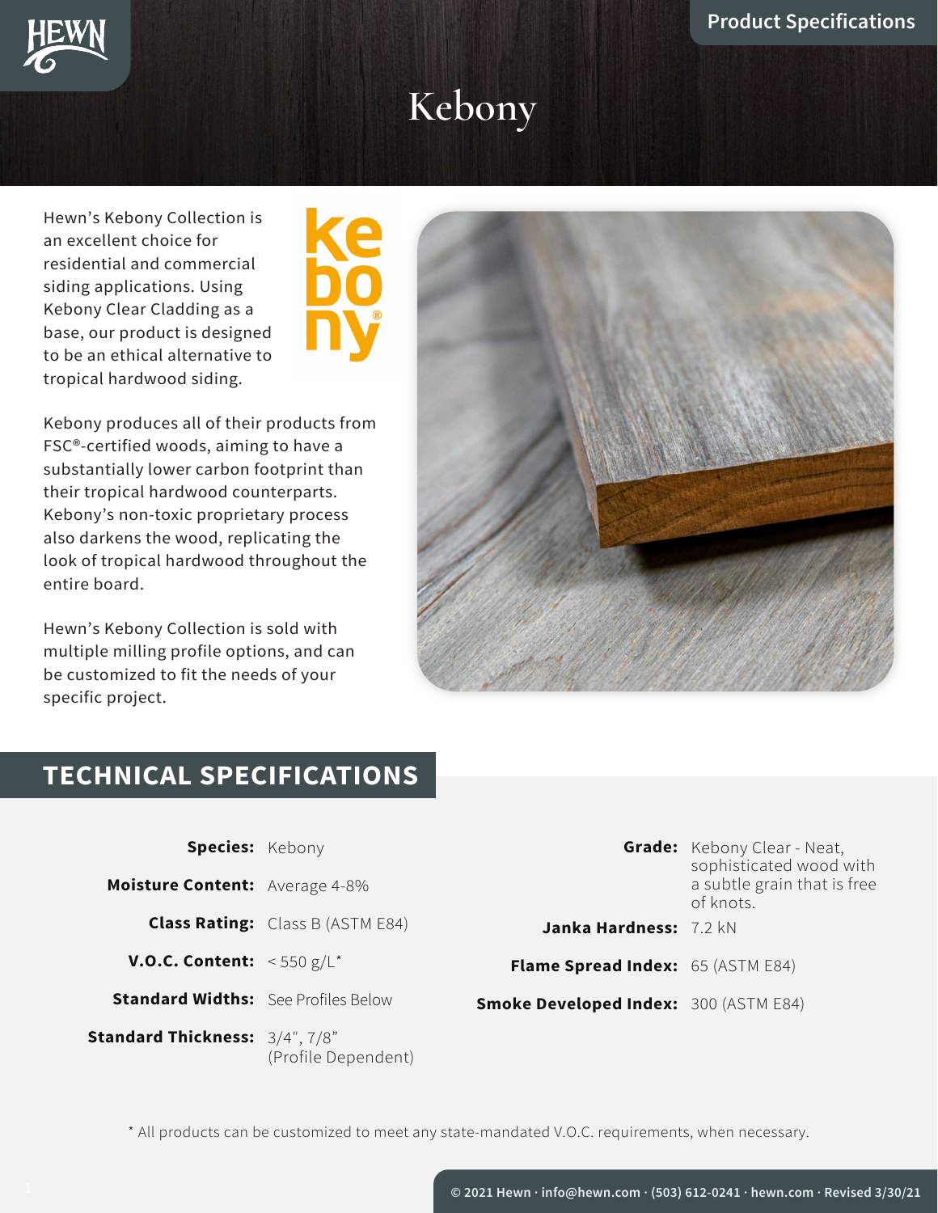# Kebony

Product Specifications

Hewn's Kebony Collection is an excellent choice for residential and commercial siding applications. Using Kebony Clear Cladding as a base, our product is designed to be an ethical alternative to tropical hardwood siding.

Kebony produces all of their products from FSC®-certified woods, aiming to have a substantially lower carbon footprint than their tropical hardwood counterparts. Kebony's non-toxic proprietary process also darkens the wood, replicating the look of tropical hardwood throughout the entire board.

Hewn's Kebony Collection is sold with multiple milling profile options, and can be customized to fit the needs of your specific project.

## TECHNICAL SPECIFICATIONS

**Species:** Kebony

**Moisture Content:** Average 4-8%

**Class Rating:** Class B (ASTM E84)

**V.O.C. Content:** < 550 g/L*

**Standard Widths:** See Profiles Below

**Standard Thickness:** 3/4", 7/8" (Profile Dependent)

**Grade:** Kebony Clear - Neat, sophisticated wood with a subtle grain that is free of knots.

**Janka Hardness:** 7.2 kN

**Flame Spread Index:** 65 (ASTM E84)

**Smoke Developed Index:** 300 (ASTM E84)

* All products can be customized to meet any state-mandated V.O.C. requirements, when necessary.

© 2021 Hewn · info@hewn.com · (503) 612-0241 · hewn.com · Revised 3/30/21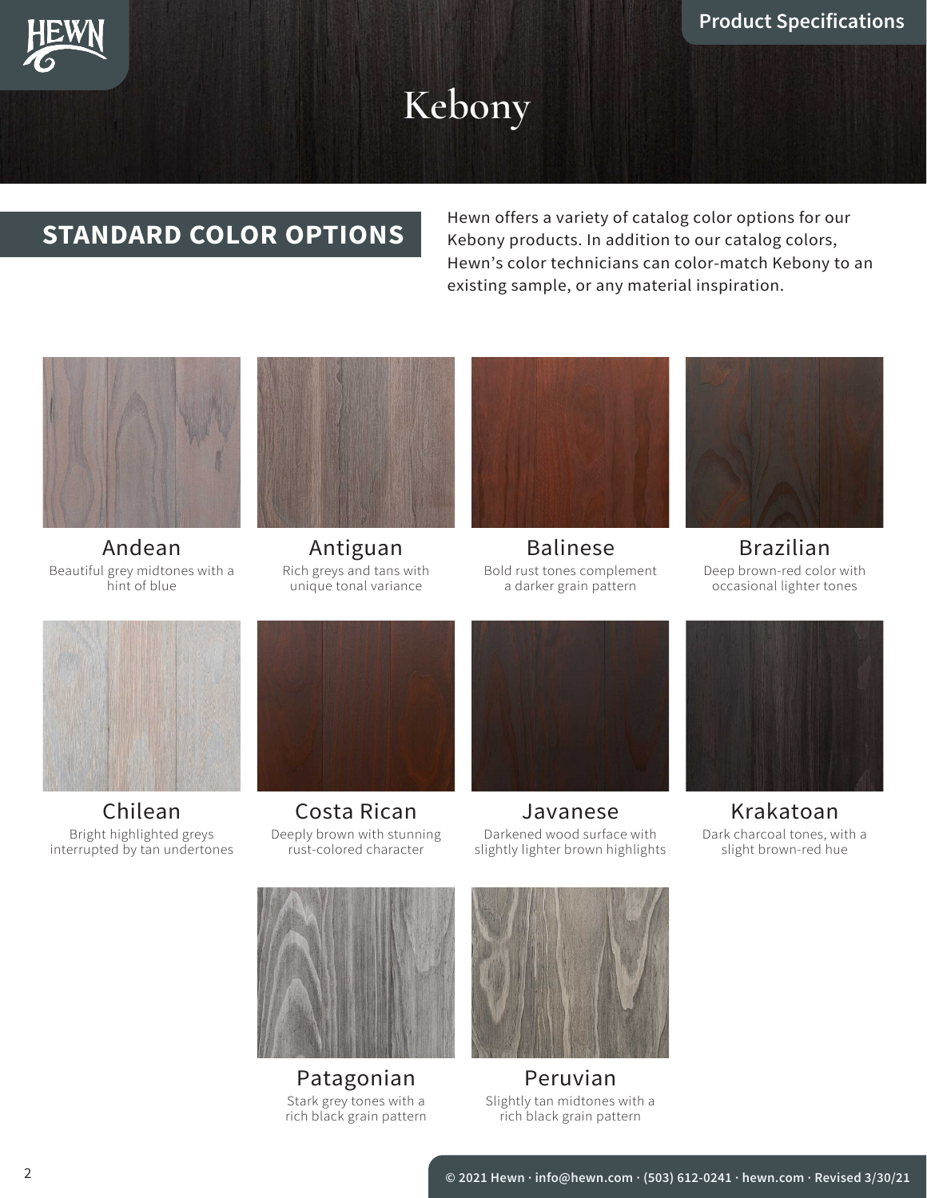# Kebony

## STANDARD COLOR OPTIONS

Hewn offers a variety of catalog color options for our Kebony products. In addition to our catalog colors, Hewn's color technicians can color-match Kebony to an existing sample, or any material inspiration.

**Andean**
Beautiful grey midtones with a hint of blue

**Antiguan**
Rich greys and tans with unique tonal variance

**Balinese**
Bold rust tones complement a darker grain pattern

**Brazilian**
Deep brown-red color with occasional lighter tones

**Chilean**
Bright highlighted greys interrupted by tan undertones

**Costa Rican**
Deeply brown with stunning rust-colored character

**Javanese**
Darkened wood surface with slightly lighter brown highlights

**Krakatoan**
Dark charcoal tones, with a slight brown-red hue

**Patagonian**
Stark grey tones with a rich black grain pattern

**Peruvian**
Slightly tan midtones with a rich black grain pattern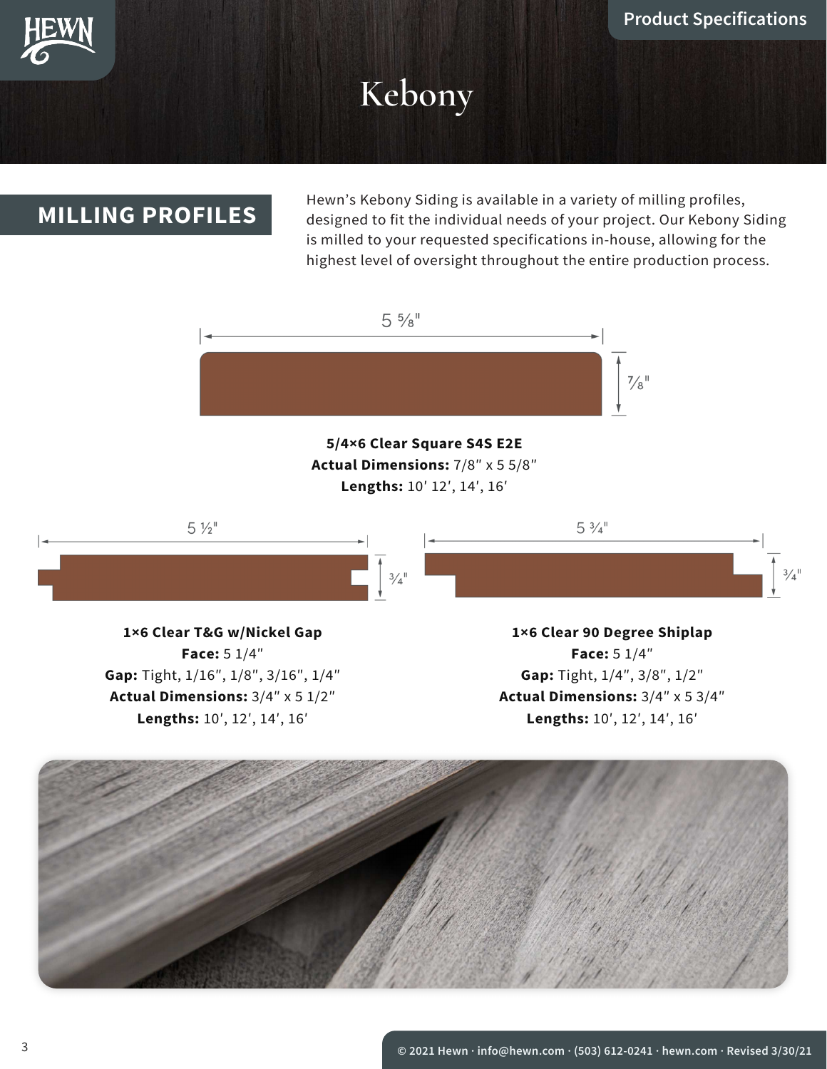# Kebony

## MILLING PROFILES

Hewn's Kebony Siding is available in a variety of milling profiles, designed to fit the individual needs of your project. Our Kebony Siding is milled to your requested specifications in-house, allowing for the highest level of oversight throughout the entire production process.

**5/4×6 Clear Square S4S E2E**
**Actual Dimensions:** 7/8″ x 5 5/8″
**Lengths:** 10′ 12′, 14′, 16′

**1×6 Clear T&G w/Nickel Gap**
**Face:** 5 1/4″
**Gap:** Tight, 1/16″, 1/8″, 3/16″, 1/4″
**Actual Dimensions:** 3/4″ x 5 1/2″
**Lengths:** 10′, 12′, 14′, 16′

**1×6 Clear 90 Degree Shiplap**
**Face:** 5 1/4″
**Gap:** Tight, 1/4″, 3/8″, 1/2″
**Actual Dimensions:** 3/4″ x 5 3/4″
**Lengths:** 10′, 12′, 14′, 16′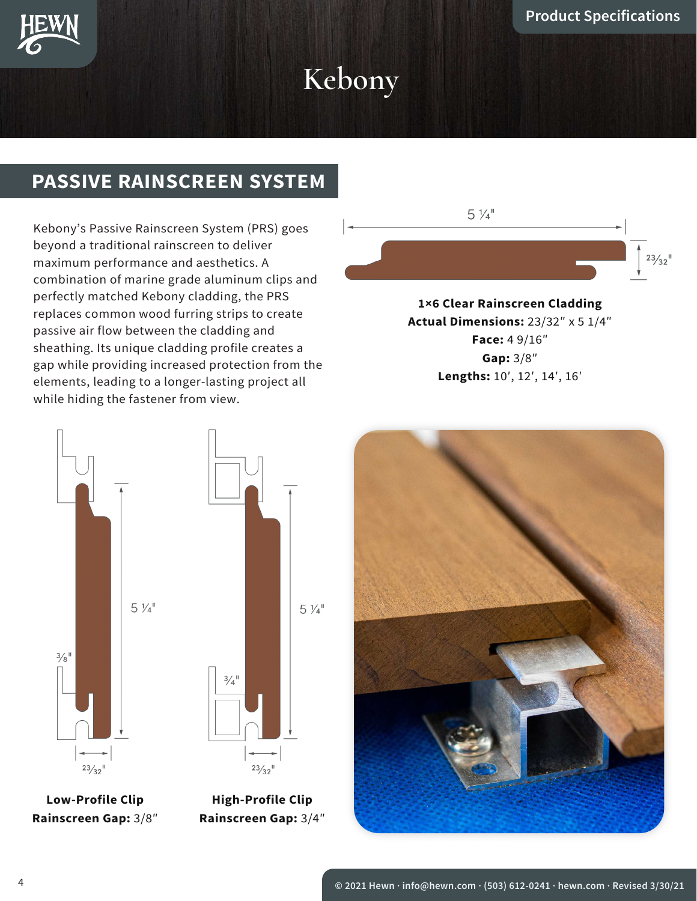# Kebony

## PASSIVE RAINSCREEN SYSTEM

Kebony's Passive Rainscreen System (PRS) goes beyond a traditional rainscreen to deliver maximum performance and aesthetics. A combination of marine grade aluminum clips and perfectly matched Kebony cladding, the PRS replaces common wood furring strips to create passive air flow between the cladding and sheathing. Its unique cladding profile creates a gap while providing increased protection from the elements, leading to a longer-lasting project all while hiding the fastener from view.

5 1/4"

23/32"

**1×6 Clear Rainscreen Cladding**
**Actual Dimensions:** 23/32" x 5 1/4"
**Face:** 4 9/16"
**Gap:** 3/8"
**Lengths:** 10′, 12′, 14′, 16′

5 1/4"

3/8"

23/32"

**Low-Profile Clip**
**Rainscreen Gap:** 3/8"

5 1/4"

3/4"

23/32"

**High-Profile Clip**
**Rainscreen Gap:** 3/4"